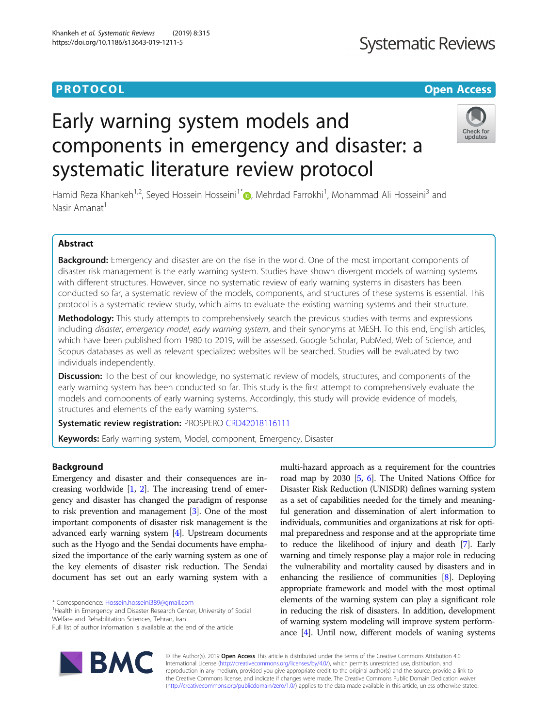PROTOCOL

Open Access

# Early warning system models and components in emergency and disaster: a systematic literature review protocol

Hamid Reza Khankeh[1,2], Seyed Hossein Hosseini[1*], Mehrdad Farrokhi[1], Mohammad Ali Hosseini[3] and Nasir Amanat[1]

## Abstract

**Background:** Emergency and disaster are on the rise in the world. One of the most important components of disaster risk management is the early warning system. Studies have shown divergent models of warning systems with different structures. However, since no systematic review of early warning systems in disasters has been conducted so far, a systematic review of the models, components, and structures of these systems is essential. This protocol is a systematic review study, which aims to evaluate the existing warning systems and their structure.

**Methodology:** This study attempts to comprehensively search the previous studies with terms and expressions including *disaster*, *emergency model*, *early warning system*, and their synonyms at MESH. To this end, English articles, which have been published from 1980 to 2019, will be assessed. Google Scholar, PubMed, Web of Science, and Scopus databases as well as relevant specialized websites will be searched. Studies will be evaluated by two individuals independently.

**Discussion:** To the best of our knowledge, no systematic review of models, structures, and components of the early warning system has been conducted so far. This study is the first attempt to comprehensively evaluate the models and components of early warning systems. Accordingly, this study will provide evidence of models, structures and elements of the early warning systems.

**Systematic review registration:** PROSPERO CRD42018116111

**Keywords:** Early warning system, Model, component, Emergency, Disaster

## Background

Emergency and disaster and their consequences are increasing worldwide [1, 2]. The increasing trend of emergency and disaster has changed the paradigm of response to risk prevention and management [3]. One of the most important components of disaster risk management is the advanced early warning system [4]. Upstream documents such as the Hyogo and the Sendai documents have emphasized the importance of the early warning system as one of the key elements of disaster risk reduction. The Sendai document has set out an early warning system with a multi-hazard approach as a requirement for the countries road map by 2030 [5, 6]. The United Nations Office for Disaster Risk Reduction (UNISDR) defines warning system as a set of capabilities needed for the timely and meaningful generation and dissemination of alert information to individuals, communities and organizations at risk for optimal preparedness and response and at the appropriate time to reduce the likelihood of injury and death [7]. Early warning and timely response play a major role in reducing the vulnerability and mortality caused by disasters and in enhancing the resilience of communities [8]. Deploying appropriate framework and model with the most optimal elements of the warning system can play a significant role in reducing the risk of disasters. In addition, development of warning system modeling will improve system performance [4]. Until now, different models of waning systems

* Correspondence: Hossein.hosseini389@gmail.com
[1]Health in Emergency and Disaster Research Center, University of Social Welfare and Rehabilitation Sciences, Tehran, Iran
Full list of author information is available at the end of the article

© The Author(s). 2019 **Open Access** This article is distributed under the terms of the Creative Commons Attribution 4.0 International License (http://creativecommons.org/licenses/by/4.0/), which permits unrestricted use, distribution, and reproduction in any medium, provided you give appropriate credit to the original author(s) and the source, provide a link to the Creative Commons license, and indicate if changes were made. The Creative Commons Public Domain Dedication waiver (http://creativecommons.org/publicdomain/zero/1.0/) applies to the data made available in this article, unless otherwise stated.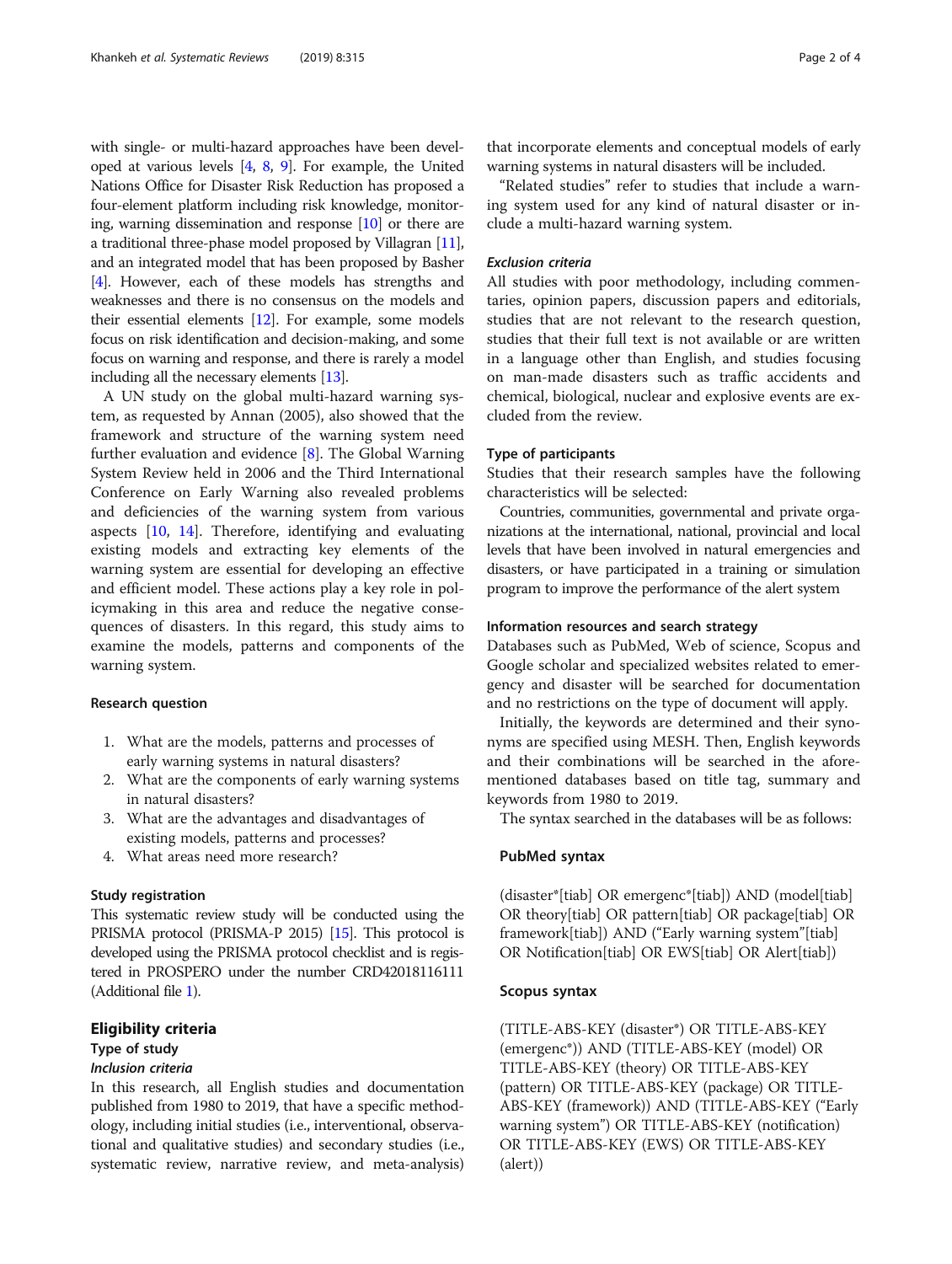with single- or multi-hazard approaches have been developed at various levels [4, 8, 9]. For example, the United Nations Office for Disaster Risk Reduction has proposed a four-element platform including risk knowledge, monitoring, warning dissemination and response [10] or there are a traditional three-phase model proposed by Villagran [11], and an integrated model that has been proposed by Basher [4]. However, each of these models has strengths and weaknesses and there is no consensus on the models and their essential elements [12]. For example, some models focus on risk identification and decision-making, and some focus on warning and response, and there is rarely a model including all the necessary elements [13].

A UN study on the global multi-hazard warning system, as requested by Annan (2005), also showed that the framework and structure of the warning system need further evaluation and evidence [8]. The Global Warning System Review held in 2006 and the Third International Conference on Early Warning also revealed problems and deficiencies of the warning system from various aspects [10, 14]. Therefore, identifying and evaluating existing models and extracting key elements of the warning system are essential for developing an effective and efficient model. These actions play a key role in policymaking in this area and reduce the negative consequences of disasters. In this regard, this study aims to examine the models, patterns and components of the warning system.

### Research question

1. What are the models, patterns and processes of early warning systems in natural disasters?
2. What are the components of early warning systems in natural disasters?
3. What are the advantages and disadvantages of existing models, patterns and processes?
4. What areas need more research?

### Study registration

This systematic review study will be conducted using the PRISMA protocol (PRISMA-P 2015) [15]. This protocol is developed using the PRISMA protocol checklist and is registered in PROSPERO under the number CRD42018116111 (Additional file 1).

## Eligibility criteria

### Type of study

#### *Inclusion criteria*

In this research, all English studies and documentation published from 1980 to 2019, that have a specific methodology, including initial studies (i.e., interventional, observational and qualitative studies) and secondary studies (i.e., systematic review, narrative review, and meta-analysis) that incorporate elements and conceptual models of early warning systems in natural disasters will be included.

"Related studies" refer to studies that include a warning system used for any kind of natural disaster or include a multi-hazard warning system.

#### *Exclusion criteria*

All studies with poor methodology, including commentaries, opinion papers, discussion papers and editorials, studies that are not relevant to the research question, studies that their full text is not available or are written in a language other than English, and studies focusing on man-made disasters such as traffic accidents and chemical, biological, nuclear and explosive events are excluded from the review.

### Type of participants

Studies that their research samples have the following characteristics will be selected:

Countries, communities, governmental and private organizations at the international, national, provincial and local levels that have been involved in natural emergencies and disasters, or have participated in a training or simulation program to improve the performance of the alert system

### Information resources and search strategy

Databases such as PubMed, Web of science, Scopus and Google scholar and specialized websites related to emergency and disaster will be searched for documentation and no restrictions on the type of document will apply.

Initially, the keywords are determined and their synonyms are specified using MESH. Then, English keywords and their combinations will be searched in the aforementioned databases based on title tag, summary and keywords from 1980 to 2019.

The syntax searched in the databases will be as follows:

#### PubMed syntax

(disaster*[tiab] OR emergenc*[tiab]) AND (model[tiab] OR theory[tiab] OR pattern[tiab] OR package[tiab] OR framework[tiab]) AND ("Early warning system"[tiab] OR Notification[tiab] OR EWS[tiab] OR Alert[tiab])

#### Scopus syntax

(TITLE-ABS-KEY (disaster*) OR TITLE-ABS-KEY (emergenc*)) AND (TITLE-ABS-KEY (model) OR TITLE-ABS-KEY (theory) OR TITLE-ABS-KEY (pattern) OR TITLE-ABS-KEY (package) OR TITLE-ABS-KEY (framework)) AND (TITLE-ABS-KEY ("Early warning system") OR TITLE-ABS-KEY (notification) OR TITLE-ABS-KEY (EWS) OR TITLE-ABS-KEY (alert))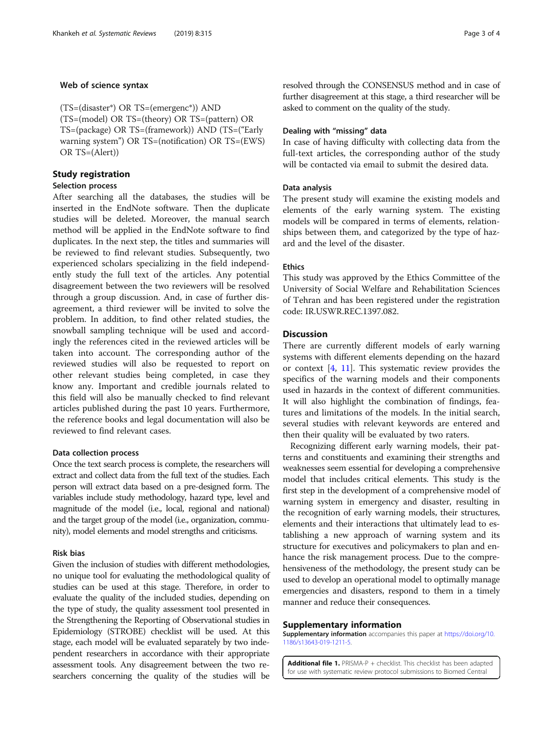### Web of science syntax

(TS=(disaster*) OR TS=(emergenc*)) AND (TS=(model) OR TS=(theory) OR TS=(pattern) OR TS=(package) OR TS=(framework)) AND (TS=("Early warning system") OR TS=(notification) OR TS=(EWS) OR TS=(Alert))

## Study registration

### Selection process

After searching all the databases, the studies will be inserted in the EndNote software. Then the duplicate studies will be deleted. Moreover, the manual search method will be applied in the EndNote software to find duplicates. In the next step, the titles and summaries will be reviewed to find relevant studies. Subsequently, two experienced scholars specializing in the field independently study the full text of the articles. Any potential disagreement between the two reviewers will be resolved through a group discussion. And, in case of further disagreement, a third reviewer will be invited to solve the problem. In addition, to find other related studies, the snowball sampling technique will be used and accordingly the references cited in the reviewed articles will be taken into account. The corresponding author of the reviewed studies will also be requested to report on other relevant studies being completed, in case they know any. Important and credible journals related to this field will also be manually checked to find relevant articles published during the past 10 years. Furthermore, the reference books and legal documentation will also be reviewed to find relevant cases.

### Data collection process

Once the text search process is complete, the researchers will extract and collect data from the full text of the studies. Each person will extract data based on a pre-designed form. The variables include study methodology, hazard type, level and magnitude of the model (i.e., local, regional and national) and the target group of the model (i.e., organization, community), model elements and model strengths and criticisms.

### Risk bias

Given the inclusion of studies with different methodologies, no unique tool for evaluating the methodological quality of studies can be used at this stage. Therefore, in order to evaluate the quality of the included studies, depending on the type of study, the quality assessment tool presented in the Strengthening the Reporting of Observational studies in Epidemiology (STROBE) checklist will be used. At this stage, each model will be evaluated separately by two independent researchers in accordance with their appropriate assessment tools. Any disagreement between the two researchers concerning the quality of the studies will be resolved through the CONSENSUS method and in case of further disagreement at this stage, a third researcher will be asked to comment on the quality of the study.

### Dealing with "missing" data

In case of having difficulty with collecting data from the full-text articles, the corresponding author of the study will be contacted via email to submit the desired data.

### Data analysis

The present study will examine the existing models and elements of the early warning system. The existing models will be compared in terms of elements, relationships between them, and categorized by the type of hazard and the level of the disaster.

### Ethics

This study was approved by the Ethics Committee of the University of Social Welfare and Rehabilitation Sciences of Tehran and has been registered under the registration code: IR.USWR.REC.1397.082.

## Discussion

There are currently different models of early warning systems with different elements depending on the hazard or context [4, 11]. This systematic review provides the specifics of the warning models and their components used in hazards in the context of different communities. It will also highlight the combination of findings, features and limitations of the models. In the initial search, several studies with relevant keywords are entered and then their quality will be evaluated by two raters.

Recognizing different early warning models, their patterns and constituents and examining their strengths and weaknesses seem essential for developing a comprehensive model that includes critical elements. This study is the first step in the development of a comprehensive model of warning system in emergency and disaster, resulting in the recognition of early warning models, their structures, elements and their interactions that ultimately lead to establishing a new approach of warning system and its structure for executives and policymakers to plan and enhance the risk management process. Due to the comprehensiveness of the methodology, the present study can be used to develop an operational model to optimally manage emergencies and disasters, respond to them in a timely manner and reduce their consequences.

## Supplementary information

**Supplementary information** accompanies this paper at https://doi.org/10.1186/s13643-019-1211-5.

**Additional file 1.** PRISMA-P + checklist. This checklist has been adapted for use with systematic review protocol submissions to Biomed Central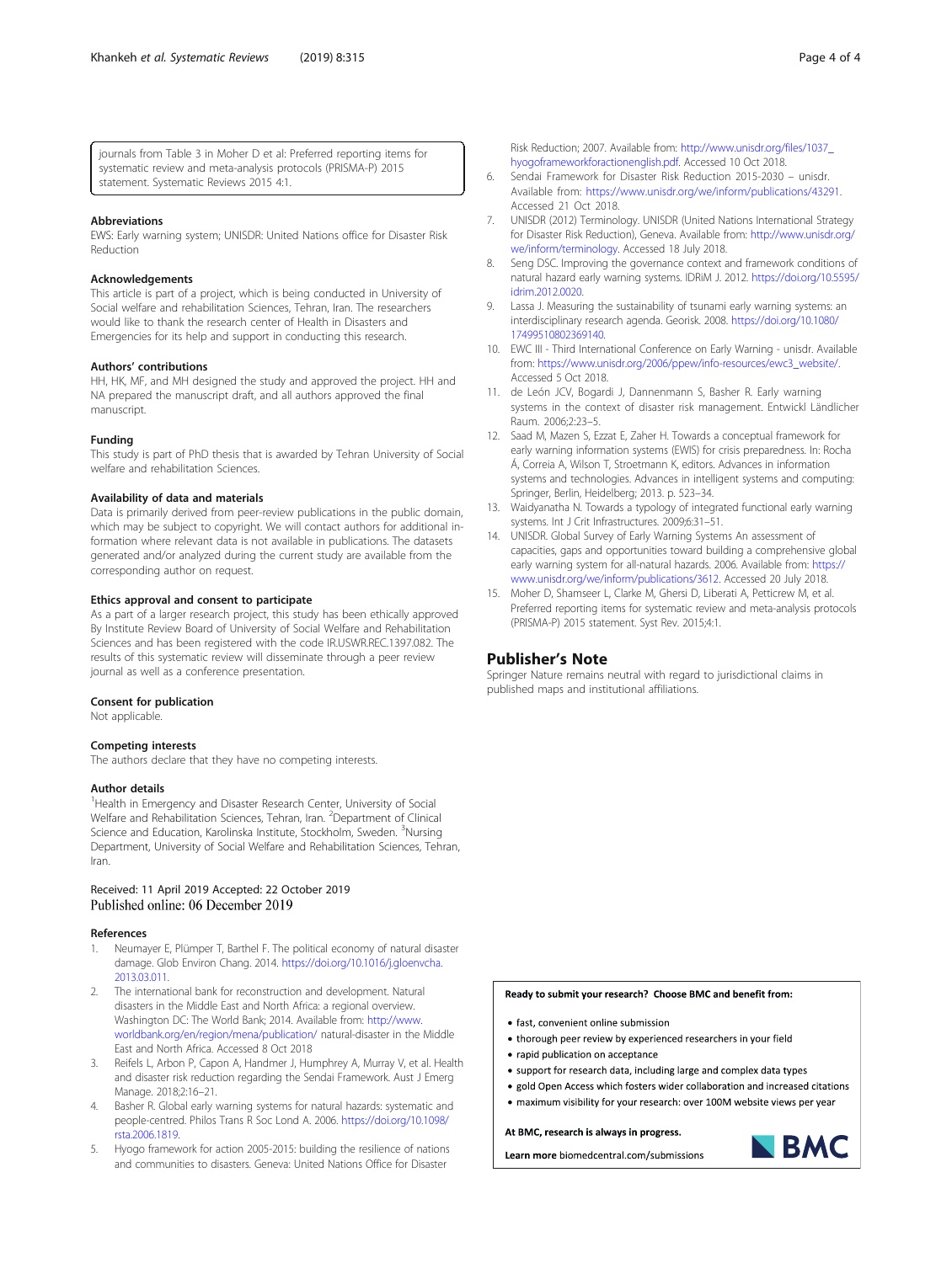journals from Table 3 in Moher D et al: Preferred reporting items for systematic review and meta-analysis protocols (PRISMA-P) 2015 statement. Systematic Reviews 2015 4:1.

### Abbreviations

EWS: Early warning system; UNISDR: United Nations office for Disaster Risk Reduction

### Acknowledgements

This article is part of a project, which is being conducted in University of Social welfare and rehabilitation Sciences, Tehran, Iran. The researchers would like to thank the research center of Health in Disasters and Emergencies for its help and support in conducting this research.

### Authors' contributions

HH, HK, MF, and MH designed the study and approved the project. HH and NA prepared the manuscript draft, and all authors approved the final manuscript.

### Funding

This study is part of PhD thesis that is awarded by Tehran University of Social welfare and rehabilitation Sciences.

### Availability of data and materials

Data is primarily derived from peer-review publications in the public domain, which may be subject to copyright. We will contact authors for additional information where relevant data is not available in publications. The datasets generated and/or analyzed during the current study are available from the corresponding author on request.

### Ethics approval and consent to participate

As a part of a larger research project, this study has been ethically approved By Institute Review Board of University of Social Welfare and Rehabilitation Sciences and has been registered with the code IR.USWR.REC.1397.082. The results of this systematic review will disseminate through a peer review journal as well as a conference presentation.

### Consent for publication

Not applicable.

### Competing interests

The authors declare that they have no competing interests.

### Author details

[1]Health in Emergency and Disaster Research Center, University of Social Welfare and Rehabilitation Sciences, Tehran, Iran. [2]Department of Clinical Science and Education, Karolinska Institute, Stockholm, Sweden. [3]Nursing Department, University of Social Welfare and Rehabilitation Sciences, Tehran, Iran.

Received: 11 April 2019 Accepted: 22 October 2019
Published online: 06 December 2019

### References

1. Neumayer E, Plümper T, Barthel F. The political economy of natural disaster damage. Glob Environ Chang. 2014. https://doi.org/10.1016/j.gloenvcha.2013.03.011.
2. The international bank for reconstruction and development. Natural disasters in the Middle East and North Africa: a regional overview. Washington DC: The World Bank; 2014. Available from: http://www.worldbank.org/en/region/mena/publication/ natural-disaster in the Middle East and North Africa. Accessed 8 Oct 2018
3. Reifels L, Arbon P, Capon A, Handmer J, Humphrey A, Murray V, et al. Health and disaster risk reduction regarding the Sendai Framework. Aust J Emerg Manage. 2018;2:16–21.
4. Basher R. Global early warning systems for natural hazards: systematic and people-centred. Philos Trans R Soc Lond A. 2006. https://doi.org/10.1098/rsta.2006.1819.
5. Hyogo framework for action 2005-2015: building the resilience of nations and communities to disasters. Geneva: United Nations Office for Disaster Risk Reduction; 2007. Available from: http://www.unisdr.org/files/1037_hyogoframeworkforactionenglish.pdf. Accessed 10 Oct 2018.
6. Sendai Framework for Disaster Risk Reduction 2015-2030 – unisdr. Available from: https://www.unisdr.org/we/inform/publications/43291. Accessed 21 Oct 2018.
7. UNISDR (2012) Terminology. UNISDR (United Nations International Strategy for Disaster Risk Reduction), Geneva. Available from: http://www.unisdr.org/we/inform/terminology. Accessed 18 July 2018.
8. Seng DSC. Improving the governance context and framework conditions of natural hazard early warning systems. IDRiM J. 2012. https://doi.org/10.5595/idrim.2012.0020.
9. Lassa J. Measuring the sustainability of tsunami early warning systems: an interdisciplinary research agenda. Georisk. 2008. https://doi.org/10.1080/17499510802369140.
10. EWC III - Third International Conference on Early Warning - unisdr. Available from: https://www.unisdr.org/2006/ppew/info-resources/ewc3_website/. Accessed 5 Oct 2018.
11. de León JCV, Bogardi J, Dannenmann S, Basher R. Early warning systems in the context of disaster risk management. Entwickl Ländlicher Raum. 2006;2:23–5.
12. Saad M, Mazen S, Ezzat E, Zaher H. Towards a conceptual framework for early warning information systems (EWIS) for crisis preparedness. In: Rocha Á, Correia A, Wilson T, Stroetmann K, editors. Advances in information systems and technologies. Advances in intelligent systems and computing: Springer, Berlin, Heidelberg; 2013. p. 523–34.
13. Waidyanatha N. Towards a typology of integrated functional early warning systems. Int J Crit Infrastructures. 2009;6:31–51.
14. UNISDR. Global Survey of Early Warning Systems An assessment of capacities, gaps and opportunities toward building a comprehensive global early warning system for all-natural hazards. 2006. Available from: https://www.unisdr.org/we/inform/publications/3612. Accessed 20 July 2018.
15. Moher D, Shamseer L, Clarke M, Ghersi D, Liberati A, Petticrew M, et al. Preferred reporting items for systematic review and meta-analysis protocols (PRISMA-P) 2015 statement. Syst Rev. 2015;4:1.

## Publisher's Note

Springer Nature remains neutral with regard to jurisdictional claims in published maps and institutional affiliations.

**Ready to submit your research? Choose BMC and benefit from:**

- fast, convenient online submission
- thorough peer review by experienced researchers in your field
- rapid publication on acceptance
- support for research data, including large and complex data types
- gold Open Access which fosters wider collaboration and increased citations
- maximum visibility for your research: over 100M website views per year

**At BMC, research is always in progress.**

**Learn more** biomedcentral.com/submissions

BMC